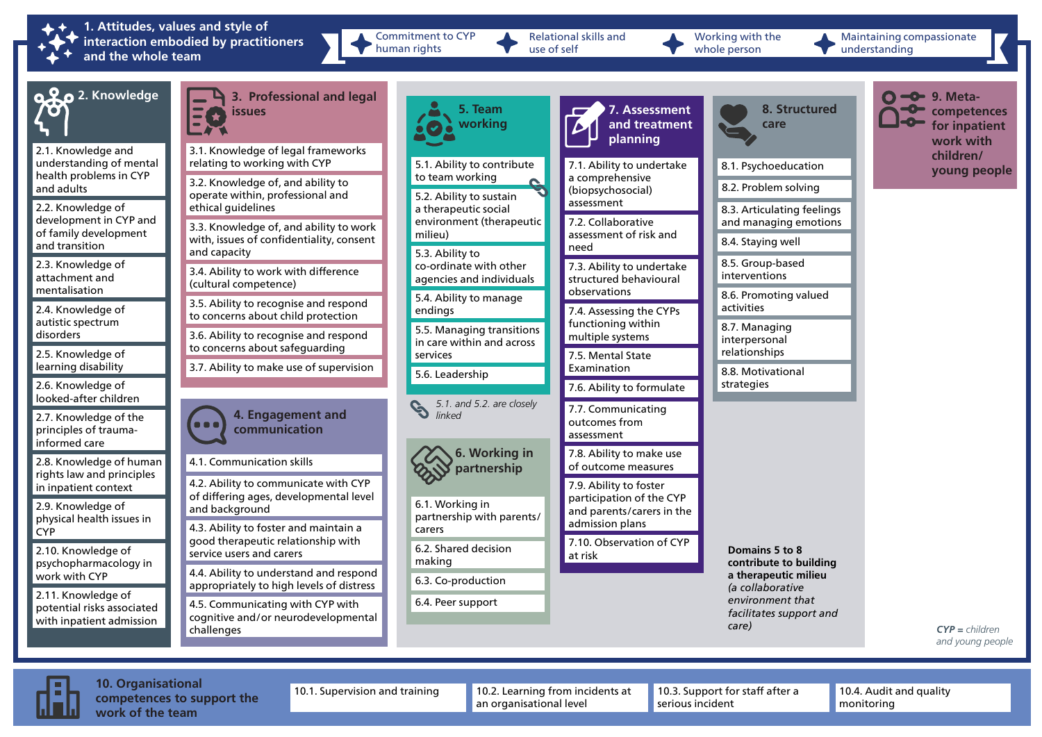## 1. Attitudes, values and style of interaction embodied by practitioners and the whole team

- Commitment to CYP human rights
- Relational skills and use of self
- Working with the whole person
- Maintaining compassionate understanding

## 2. Knowledge

- 2.1. Knowledge and understanding of mental health problems in CYP and adults
- 2.2. Knowledge of development in CYP and of family development and transition
- 2.3. Knowledge of attachment and mentalisation
- 2.4. Knowledge of autistic spectrum disorders
- 2.5. Knowledge of learning disability
- 2.6. Knowledge of looked-after children
- 2.7. Knowledge of the principles of trauma-informed care
- 2.8. Knowledge of human rights law and principles in inpatient context
- 2.9. Knowledge of physical health issues in CYP
- 2.10. Knowledge of psychopharmacology in work with CYP
- 2.11. Knowledge of potential risks associated with inpatient admission

## 3. Professional and legal issues

- 3.1. Knowledge of legal frameworks relating to working with CYP
- 3.2. Knowledge of, and ability to operate within, professional and ethical guidelines
- 3.3. Knowledge of, and ability to work with, issues of confidentiality, consent and capacity
- 3.4. Ability to work with difference (cultural competence)
- 3.5. Ability to recognise and respond to concerns about child protection
- 3.6. Ability to recognise and respond to concerns about safeguarding
- 3.7. Ability to make use of supervision

## 4. Engagement and communication

- 4.1. Communication skills
- 4.2. Ability to communicate with CYP of differing ages, developmental level and background
- 4.3. Ability to foster and maintain a good therapeutic relationship with service users and carers
- 4.4. Ability to understand and respond appropriately to high levels of distress
- 4.5. Communicating with CYP with cognitive and/or neurodevelopmental challenges

## 5. Team working

- 5.1. Ability to contribute to team working
- 5.2. Ability to sustain a therapeutic social environment (therapeutic milieu)
- 5.3. Ability to co-ordinate with other agencies and individuals
- 5.4. Ability to manage endings
- 5.5. Managing transitions in care within and across services
- 5.6. Leadership

*5.1. and 5.2. are closely linked*

## 6. Working in partnership

- 6.1. Working in partnership with parents/carers
- 6.2. Shared decision making
- 6.3. Co-production
- 6.4. Peer support

## 7. Assessment and treatment planning

- 7.1. Ability to undertake a comprehensive (biopsychosocial) assessment
- 7.2. Collaborative assessment of risk and need
- 7.3. Ability to undertake structured behavioural observations
- 7.4. Assessing the CYPs functioning within multiple systems
- 7.5. Mental State Examination
- 7.6. Ability to formulate
- 7.7. Communicating outcomes from assessment
- 7.8. Ability to make use of outcome measures
- 7.9. Ability to foster participation of the CYP and parents/carers in the admission plans
- 7.10. Observation of CYP at risk

## 8. Structured care

- 8.1. Psychoeducation
- 8.2. Problem solving
- 8.3. Articulating feelings and managing emotions
- 8.4. Staying well
- 8.5. Group-based interventions
- 8.6. Promoting valued activities
- 8.7. Managing interpersonal relationships
- 8.8. Motivational strategies

**Domains 5 to 8 contribute to building a therapeutic milieu** *(a collaborative environment that facilitates support and care)*

## 9. Meta-competences for inpatient work with children/young people

***CYP** = children and young people*

## 10. Organisational competences to support the work of the team

- 10.1. Supervision and training
- 10.2. Learning from incidents at an organisational level
- 10.3. Support for staff after a serious incident
- 10.4. Audit and quality monitoring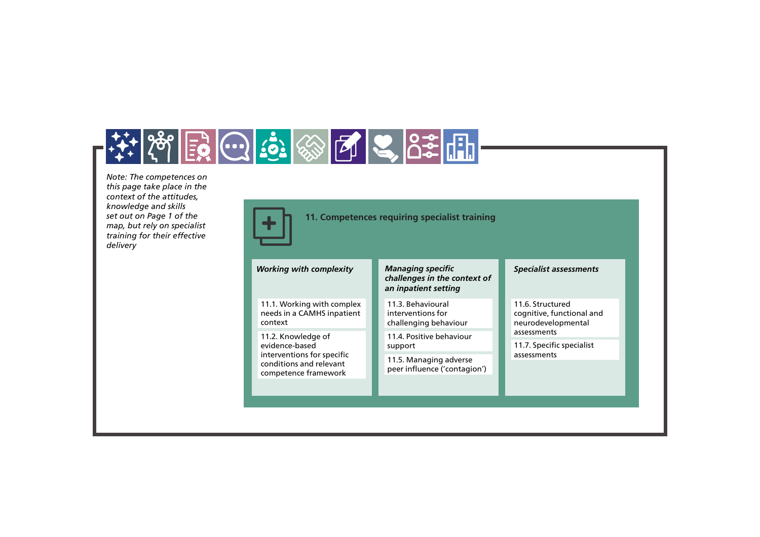*Note: The competences on this page take place in the context of the attitudes, knowledge and skills set out on Page 1 of the map, but rely on specialist training for their effective delivery*

## 11. Competences requiring specialist training

### *Working with complexity*

- 11.1. Working with complex needs in a CAMHS inpatient context
- 11.2. Knowledge of evidence-based interventions for specific conditions and relevant competence framework

### *Managing specific challenges in the context of an inpatient setting*

- 11.3. Behavioural interventions for challenging behaviour
- 11.4. Positive behaviour support
- 11.5. Managing adverse peer influence ('contagion')

### *Specialist assessments*

- 11.6. Structured cognitive, functional and neurodevelopmental assessments
- 11.7. Specific specialist assessments